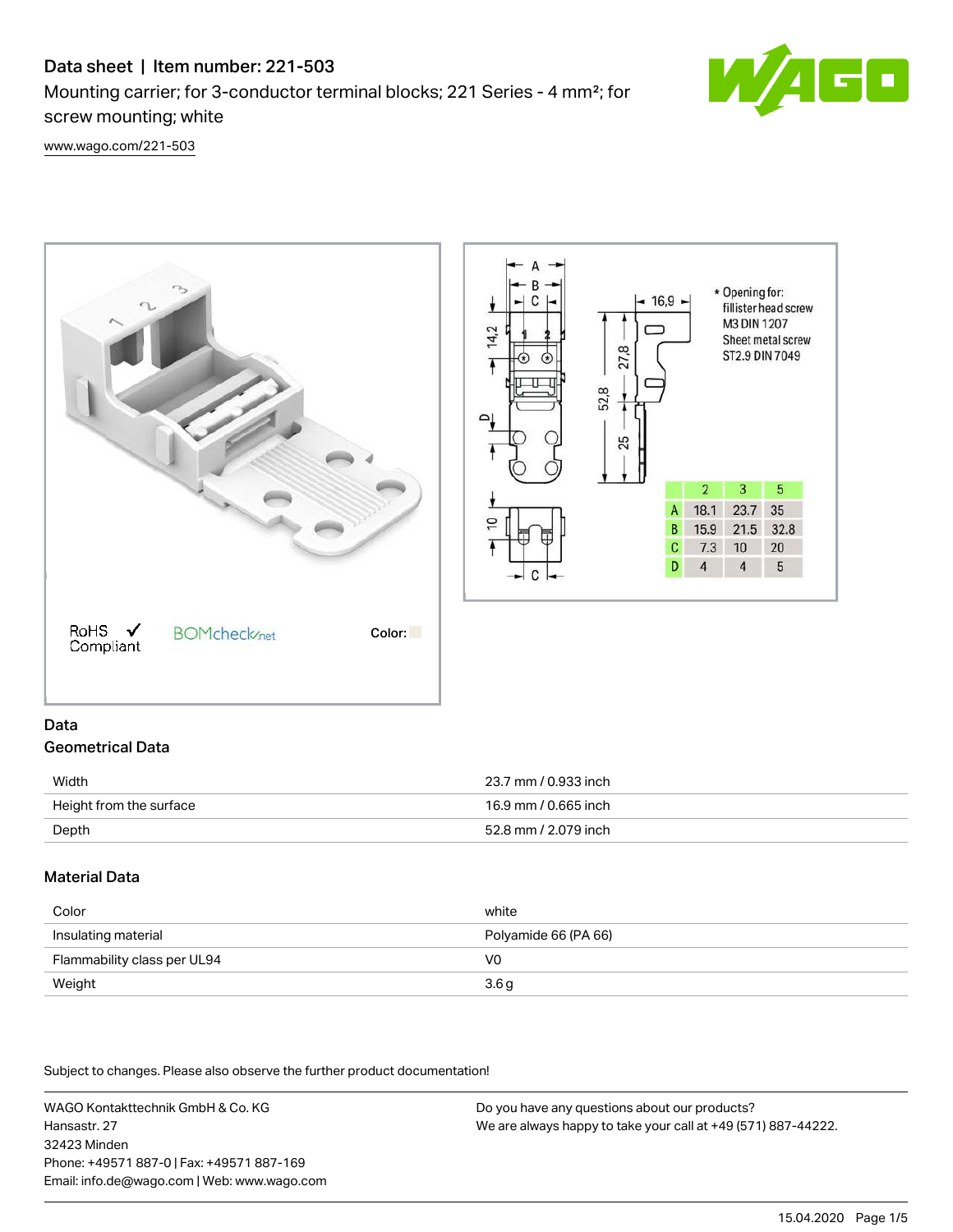# Data sheet | Item number: 221-503

Mounting carrier; for 3-conductor terminal blocks; 221 Series - 4 mm²; for screw mounting; white

www.wago.com/221-503

RoHS Compliant ✓ BOMcheck.net Color:

* Opening for: fillister head screw M3 DIN 1207 Sheet metal screw ST2.9 DIN 7049

| | 2 | 3 | 5 |
|---|---|---|---|
| A | 18.1 | 23.7 | 35 |
| B | 15.9 | 21.5 | 32.8 |
| C | 7.3 | 10 | 20 |
| D | 4 | 4 | 5 |

## Data

### Geometrical Data

| | |
|---|---|
| Width | 23.7 mm / 0.933 inch |
| Height from the surface | 16.9 mm / 0.665 inch |
| Depth | 52.8 mm / 2.079 inch |

### Material Data

| | |
|---|---|
| Color | white |
| Insulating material | Polyamide 66 (PA 66) |
| Flammability class per UL94 | V0 |
| Weight | 3.6 g |

Subject to changes. Please also observe the further product documentation!

WAGO Kontakttechnik GmbH & Co. KG
Hansastr. 27
32423 Minden
Phone: +49571 887-0 | Fax: +49571 887-169
Email: info.de@wago.com | Web: www.wago.com

Do you have any questions about our products?
We are always happy to take your call at +49 (571) 887-44222.

15.04.2020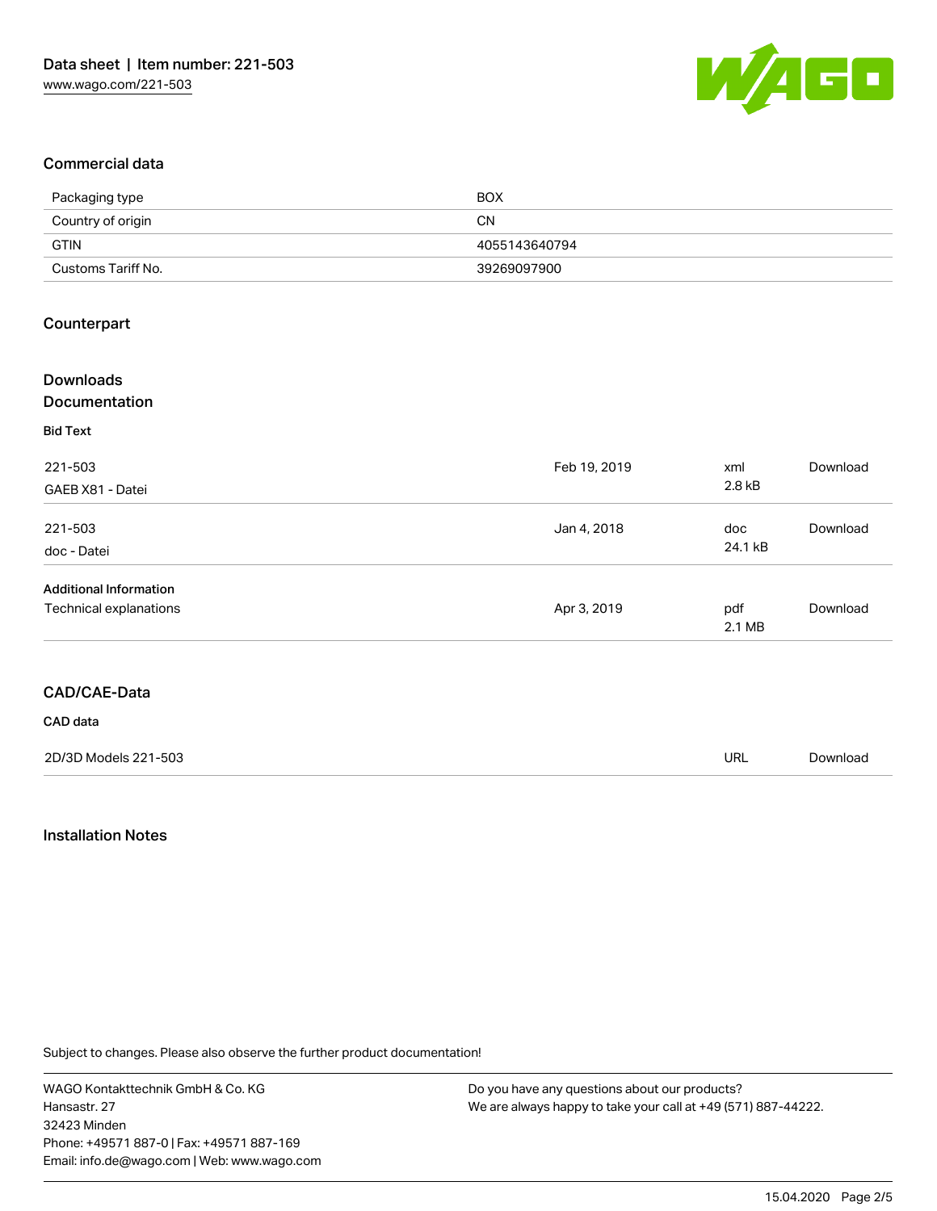## Commercial data

| Packaging type | BOX |
|---|---|
| Country of origin | CN |
| GTIN | 4055143640794 |
| Customs Tariff No. | 39269097900 |

## Counterpart

## Downloads
## Documentation

**Bid Text**

| | | | |
|---|---|---|---|
| 221-503<br>GAEB X81 - Datei | Feb 19, 2019 | xml<br>2.8 kB | Download |
| 221-503<br>doc - Datei | Jan 4, 2018 | doc<br>24.1 kB | Download |

**Additional Information**

| | | | |
|---|---|---|---|
| Technical explanations | Apr 3, 2019 | pdf<br>2.1 MB | Download |

## CAD/CAE-Data

**CAD data**

| | | |
|---|---|---|
| 2D/3D Models 221-503 | URL | Download |

## Installation Notes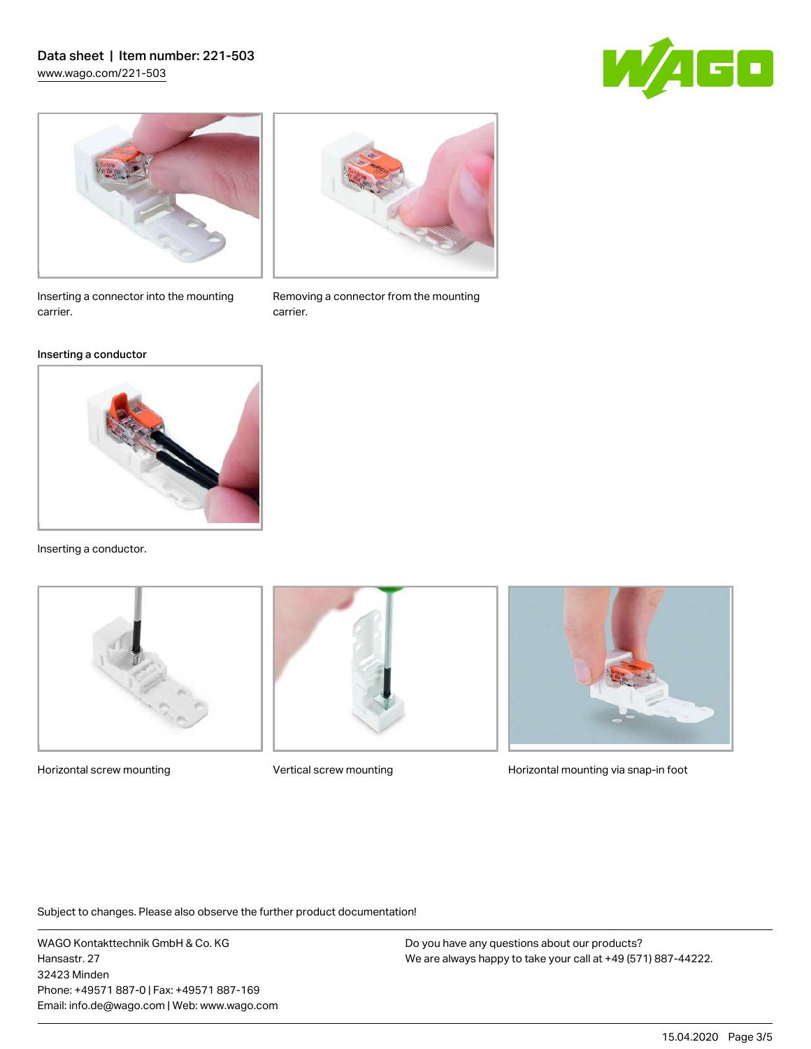Inserting a connector into the mounting carrier.

Removing a connector from the mounting carrier.

### Inserting a conductor

Inserting a conductor.

Horizontal screw mounting

Vertical screw mounting

Horizontal mounting via snap-in foot

Subject to changes. Please also observe the further product documentation!

WAGO Kontakttechnik GmbH & Co. KG
Hansastr. 27
32423 Minden
Phone: +49571 887-0 | Fax: +49571 887-169
Email: info.de@wago.com | Web: www.wago.com

Do you have any questions about our products?
We are always happy to take your call at +49 (571) 887-44222.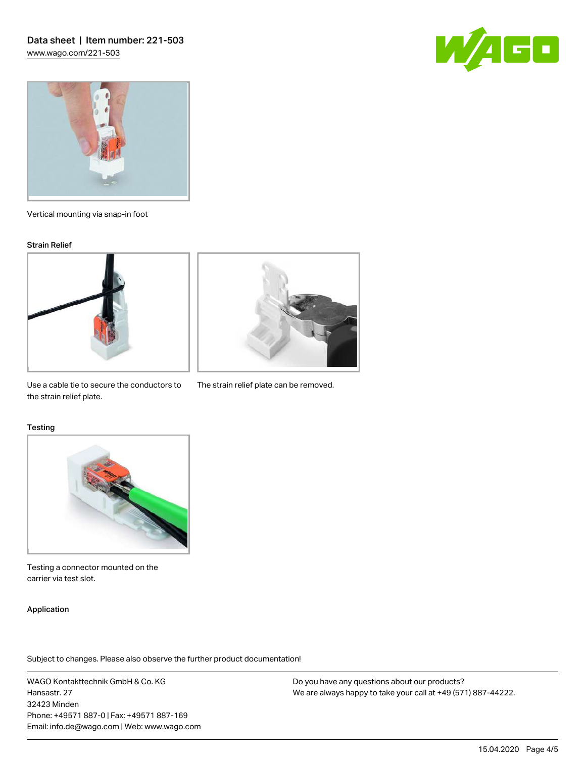Vertical mounting via snap-in foot

## Strain Relief

Use a cable tie to secure the conductors to the strain relief plate.

The strain relief plate can be removed.

## Testing

Testing a connector mounted on the carrier via test slot.

## Application

Subject to changes. Please also observe the further product documentation!

WAGO Kontakttechnik GmbH & Co. KG
Hansastr. 27
32423 Minden
Phone: +49571 887-0 | Fax: +49571 887-169
Email: info.de@wago.com | Web: www.wago.com

Do you have any questions about our products?
We are always happy to take your call at +49 (571) 887-44222.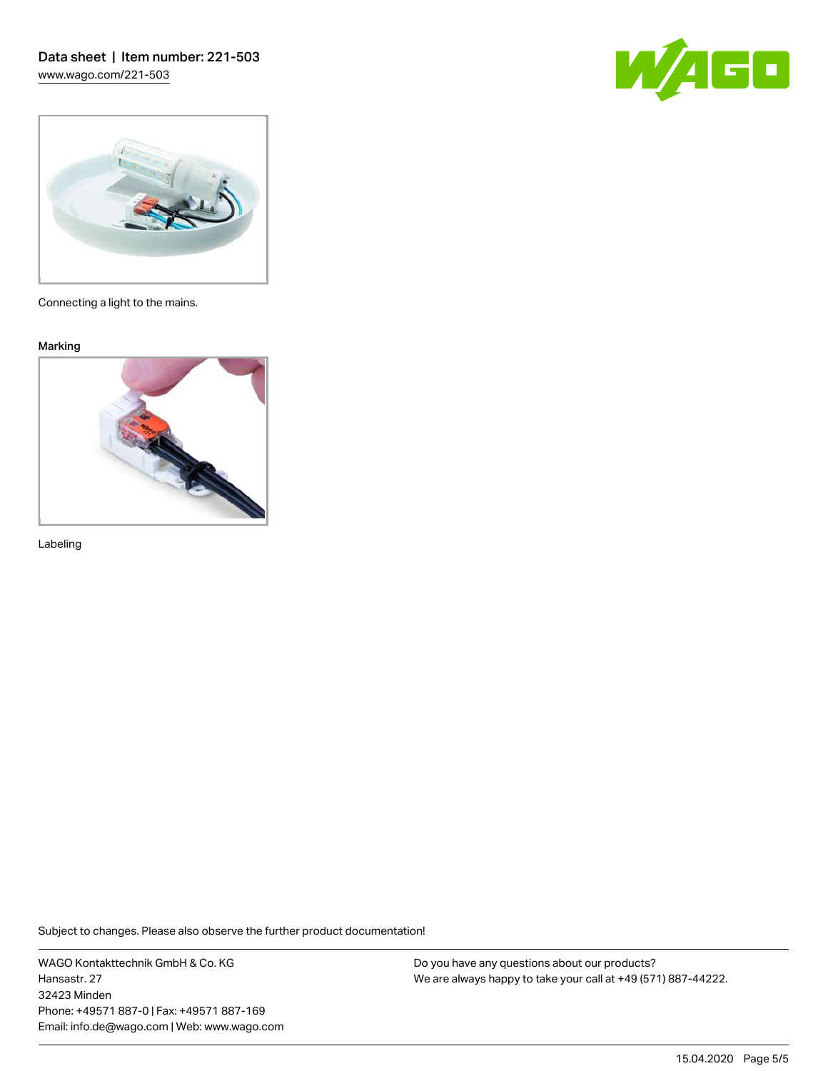Connecting a light to the mains.

### Marking

Labeling

Subject to changes. Please also observe the further product documentation!

WAGO Kontakttechnik GmbH & Co. KG
Hansastr. 27
32423 Minden
Phone: +49571 887-0 | Fax: +49571 887-169
Email: info.de@wago.com | Web: www.wago.com

Do you have any questions about our products?
We are always happy to take your call at +49 (571) 887-44222.